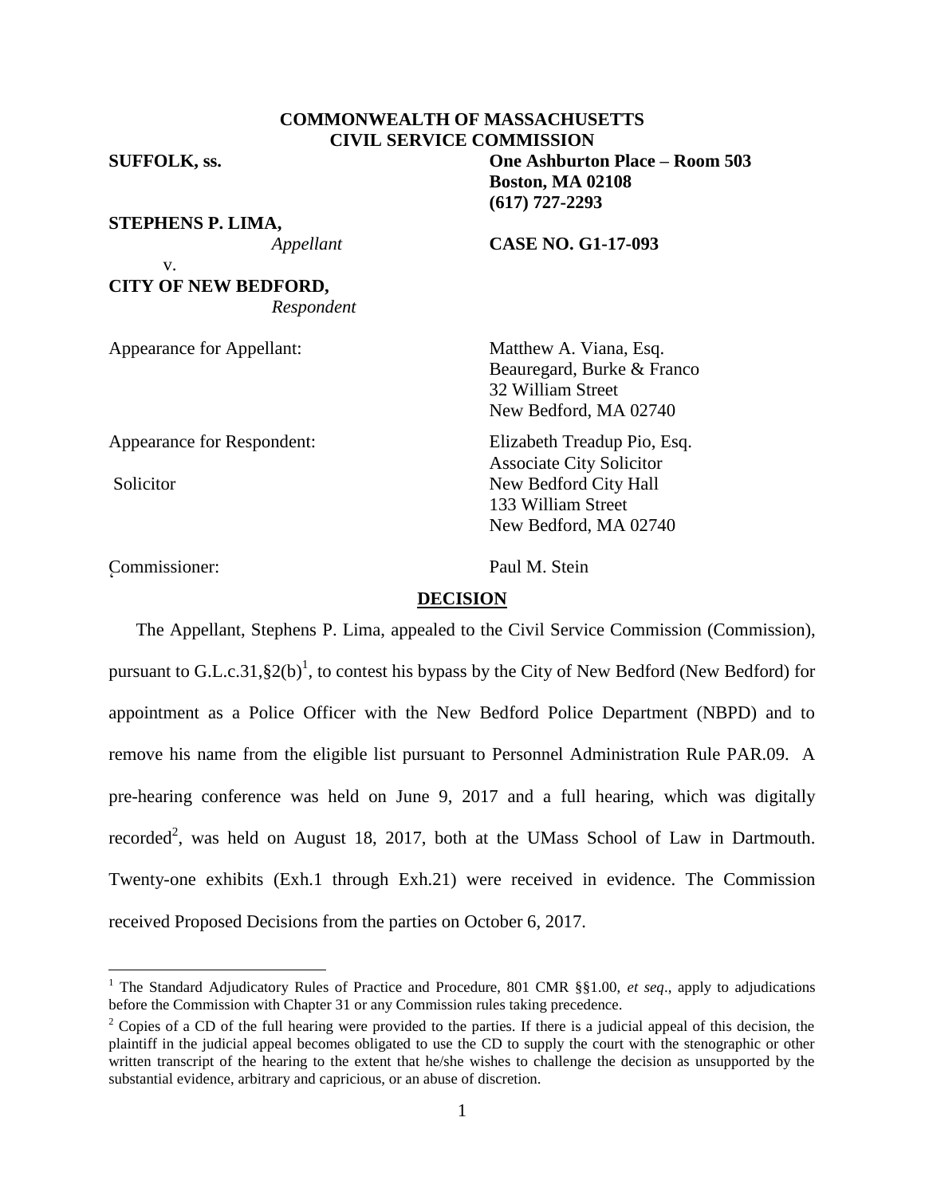**COMMONWEALTH OF MASSACHUSETTS**
**CIVIL SERVICE COMMISSION**

**SUFFOLK, ss.**

**One Ashburton Place – Room 503**
**Boston, MA 02108**
**(617) 727-2293**

**STEPHENS P. LIMA,**
*Appellant*

v.

**CITY OF NEW BEDFORD,**
*Respondent*

**CASE NO. G1-17-093**

Appearance for Appellant: Matthew A. Viana, Esq.
Beauregard, Burke & Franco
32 William Street
New Bedford, MA 02740

Appearance for Respondent: Elizabeth Treadup Pio, Esq.
Associate City Solicitor
Solicitor
New Bedford City Hall
133 William Street
New Bedford, MA 02740

Commissioner: Paul M. Stein

## DECISION

The Appellant, Stephens P. Lima, appealed to the Civil Service Commission (Commission), pursuant to G.L.c.31,§2(b)[1], to contest his bypass by the City of New Bedford (New Bedford) for appointment as a Police Officer with the New Bedford Police Department (NBPD) and to remove his name from the eligible list pursuant to Personnel Administration Rule PAR.09. A pre-hearing conference was held on June 9, 2017 and a full hearing, which was digitally recorded[2], was held on August 18, 2017, both at the UMass School of Law in Dartmouth. Twenty-one exhibits (Exh.1 through Exh.21) were received in evidence. The Commission received Proposed Decisions from the parties on October 6, 2017.

---

[1] The Standard Adjudicatory Rules of Practice and Procedure, 801 CMR §§1.00, *et seq*., apply to adjudications before the Commission with Chapter 31 or any Commission rules taking precedence.

[2] Copies of a CD of the full hearing were provided to the parties. If there is a judicial appeal of this decision, the plaintiff in the judicial appeal becomes obligated to use the CD to supply the court with the stenographic or other written transcript of the hearing to the extent that he/she wishes to challenge the decision as unsupported by the substantial evidence, arbitrary and capricious, or an abuse of discretion.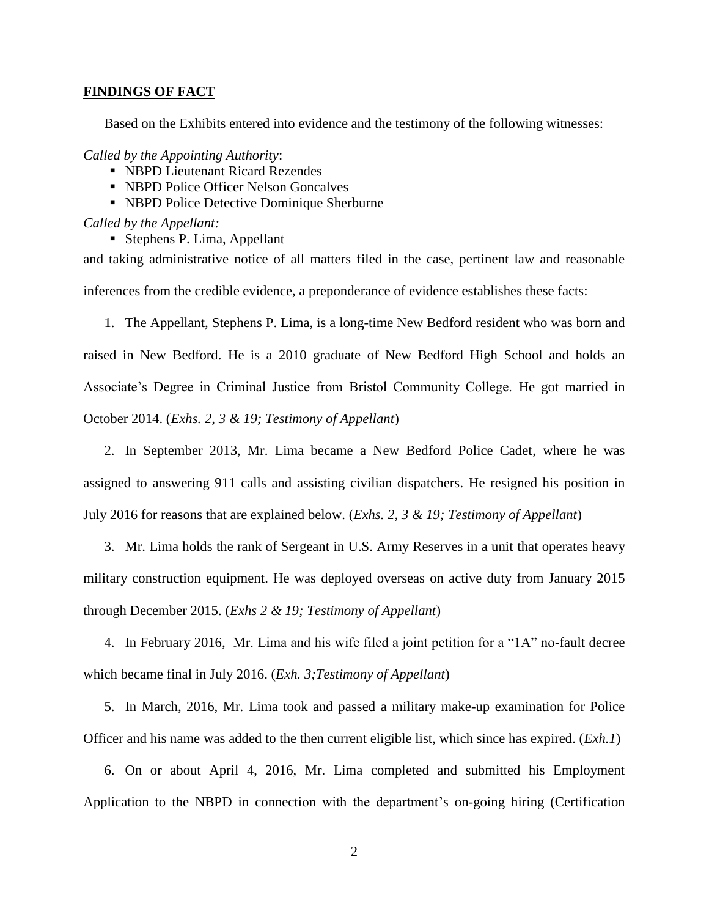## **FINDINGS OF FACT**

Based on the Exhibits entered into evidence and the testimony of the following witnesses:

*Called by the Appointing Authority*:

- NBPD Lieutenant Ricard Rezendes
- NBPD Police Officer Nelson Goncalves
- NBPD Police Detective Dominique Sherburne

*Called by the Appellant:*

- Stephens P. Lima, Appellant

and taking administrative notice of all matters filed in the case, pertinent law and reasonable inferences from the credible evidence, a preponderance of evidence establishes these facts:

1. The Appellant, Stephens P. Lima, is a long-time New Bedford resident who was born and raised in New Bedford. He is a 2010 graduate of New Bedford High School and holds an Associate's Degree in Criminal Justice from Bristol Community College. He got married in October 2014. (*Exhs. 2, 3 & 19; Testimony of Appellant*)

2. In September 2013, Mr. Lima became a New Bedford Police Cadet, where he was assigned to answering 911 calls and assisting civilian dispatchers. He resigned his position in July 2016 for reasons that are explained below. (*Exhs. 2, 3 & 19; Testimony of Appellant*)

3. Mr. Lima holds the rank of Sergeant in U.S. Army Reserves in a unit that operates heavy military construction equipment. He was deployed overseas on active duty from January 2015 through December 2015. (*Exhs 2 & 19; Testimony of Appellant*)

4. In February 2016, Mr. Lima and his wife filed a joint petition for a "1A" no-fault decree which became final in July 2016. (*Exh. 3;Testimony of Appellant*)

5. In March, 2016, Mr. Lima took and passed a military make-up examination for Police Officer and his name was added to the then current eligible list, which since has expired. (*Exh.1*)

6. On or about April 4, 2016, Mr. Lima completed and submitted his Employment Application to the NBPD in connection with the department's on-going hiring (Certification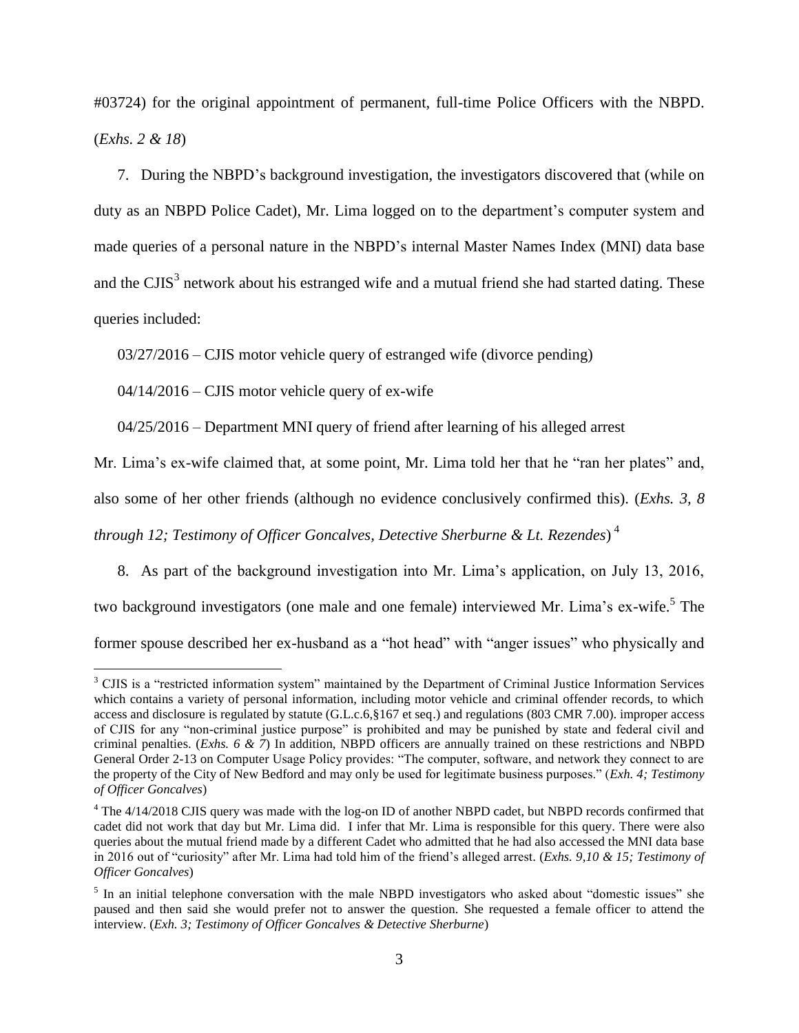#03724) for the original appointment of permanent, full-time Police Officers with the NBPD. (*Exhs. 2 & 18*)

7. During the NBPD's background investigation, the investigators discovered that (while on duty as an NBPD Police Cadet), Mr. Lima logged on to the department's computer system and made queries of a personal nature in the NBPD's internal Master Names Index (MNI) data base and the CJIS[3] network about his estranged wife and a mutual friend she had started dating. These queries included:

03/27/2016 – CJIS motor vehicle query of estranged wife (divorce pending)

04/14/2016 – CJIS motor vehicle query of ex-wife

04/25/2016 – Department MNI query of friend after learning of his alleged arrest

Mr. Lima's ex-wife claimed that, at some point, Mr. Lima told her that he "ran her plates" and, also some of her other friends (although no evidence conclusively confirmed this). (*Exhs. 3, 8 through 12; Testimony of Officer Goncalves, Detective Sherburne & Lt. Rezendes*) [4]

8. As part of the background investigation into Mr. Lima's application, on July 13, 2016, two background investigators (one male and one female) interviewed Mr. Lima's ex-wife.[5] The former spouse described her ex-husband as a "hot head" with "anger issues" who physically and

---

[3] CJIS is a "restricted information system" maintained by the Department of Criminal Justice Information Services which contains a variety of personal information, including motor vehicle and criminal offender records, to which access and disclosure is regulated by statute (G.L.c.6,§167 et seq.) and regulations (803 CMR 7.00). improper access of CJIS for any "non-criminal justice purpose" is prohibited and may be punished by state and federal civil and criminal penalties. (*Exhs. 6 & 7*) In addition, NBPD officers are annually trained on these restrictions and NBPD General Order 2-13 on Computer Usage Policy provides: "The computer, software, and network they connect to are the property of the City of New Bedford and may only be used for legitimate business purposes." (*Exh. 4; Testimony of Officer Goncalves*)

[4] The 4/14/2018 CJIS query was made with the log-on ID of another NBPD cadet, but NBPD records confirmed that cadet did not work that day but Mr. Lima did. I infer that Mr. Lima is responsible for this query. There were also queries about the mutual friend made by a different Cadet who admitted that he had also accessed the MNI data base in 2016 out of "curiosity" after Mr. Lima had told him of the friend's alleged arrest. (*Exhs. 9,10 & 15; Testimony of Officer Goncalves*)

[5] In an initial telephone conversation with the male NBPD investigators who asked about "domestic issues" she paused and then said she would prefer not to answer the question. She requested a female officer to attend the interview. (*Exh. 3; Testimony of Officer Goncalves & Detective Sherburne*)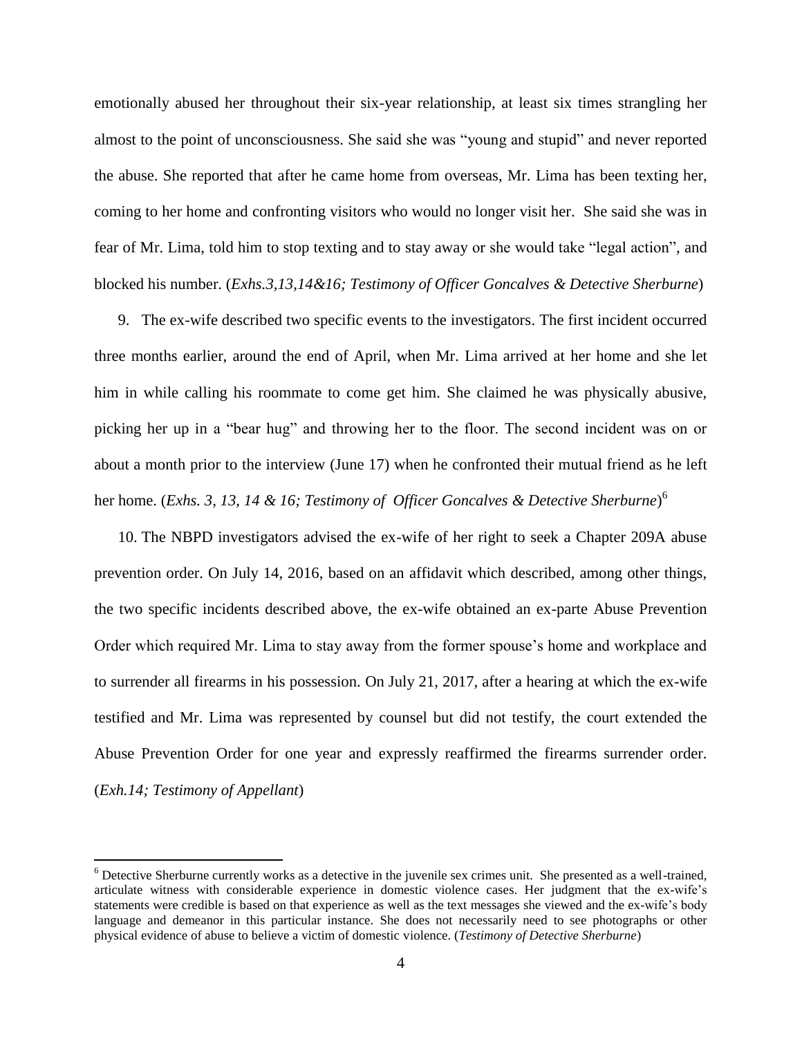emotionally abused her throughout their six-year relationship, at least six times strangling her almost to the point of unconsciousness. She said she was "young and stupid" and never reported the abuse. She reported that after he came home from overseas, Mr. Lima has been texting her, coming to her home and confronting visitors who would no longer visit her. She said she was in fear of Mr. Lima, told him to stop texting and to stay away or she would take "legal action", and blocked his number. (*Exhs.3,13,14&16; Testimony of Officer Goncalves & Detective Sherburne*)

9. The ex-wife described two specific events to the investigators. The first incident occurred three months earlier, around the end of April, when Mr. Lima arrived at her home and she let him in while calling his roommate to come get him. She claimed he was physically abusive, picking her up in a "bear hug" and throwing her to the floor. The second incident was on or about a month prior to the interview (June 17) when he confronted their mutual friend as he left her home. (*Exhs. 3, 13, 14 & 16; Testimony of Officer Goncalves & Detective Sherburne*)[6]

10. The NBPD investigators advised the ex-wife of her right to seek a Chapter 209A abuse prevention order. On July 14, 2016, based on an affidavit which described, among other things, the two specific incidents described above, the ex-wife obtained an ex-parte Abuse Prevention Order which required Mr. Lima to stay away from the former spouse's home and workplace and to surrender all firearms in his possession. On July 21, 2017, after a hearing at which the ex-wife testified and Mr. Lima was represented by counsel but did not testify, the court extended the Abuse Prevention Order for one year and expressly reaffirmed the firearms surrender order. (*Exh.14; Testimony of Appellant*)

[6] Detective Sherburne currently works as a detective in the juvenile sex crimes unit. She presented as a well-trained, articulate witness with considerable experience in domestic violence cases. Her judgment that the ex-wife's statements were credible is based on that experience as well as the text messages she viewed and the ex-wife's body language and demeanor in this particular instance. She does not necessarily need to see photographs or other physical evidence of abuse to believe a victim of domestic violence. (*Testimony of Detective Sherburne*)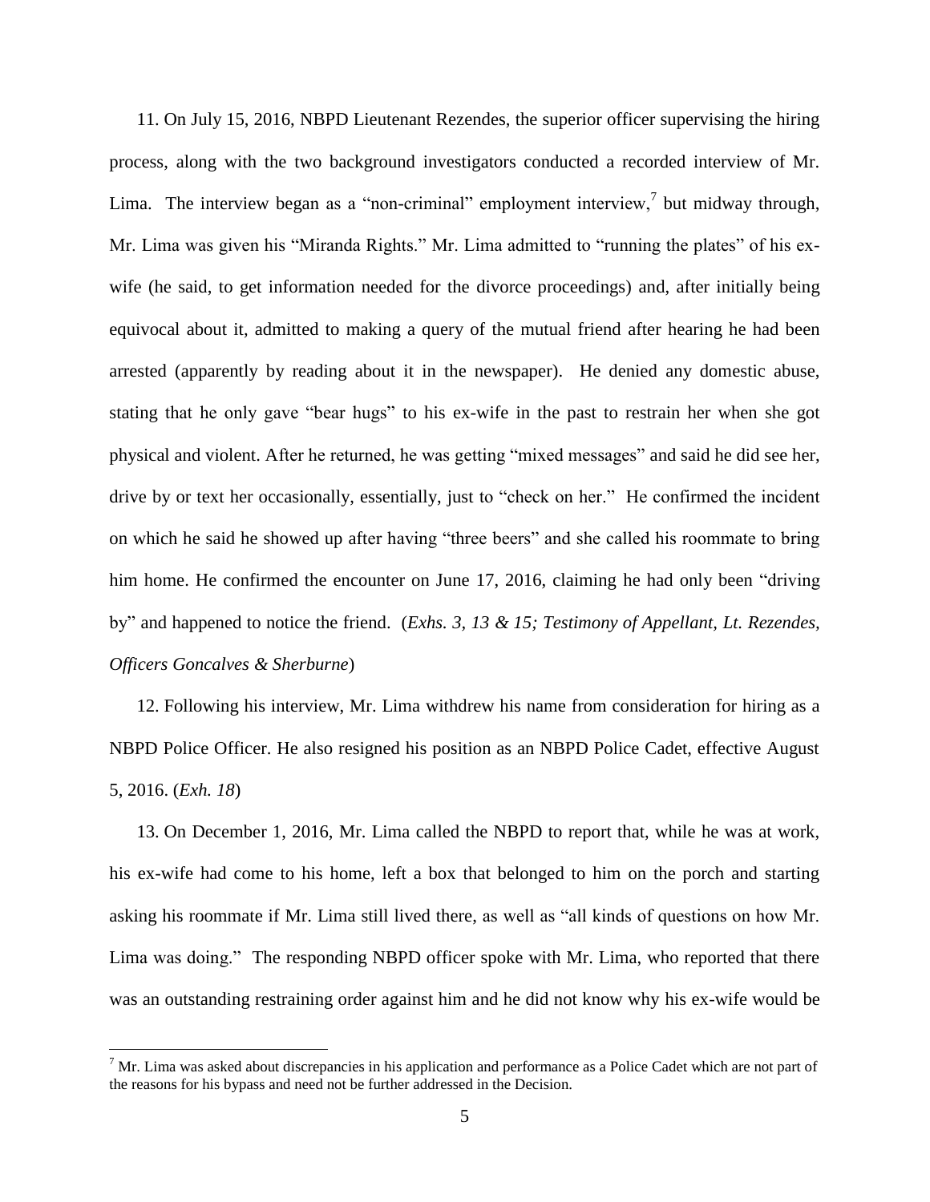11. On July 15, 2016, NBPD Lieutenant Rezendes, the superior officer supervising the hiring process, along with the two background investigators conducted a recorded interview of Mr. Lima. The interview began as a "non-criminal" employment interview,[7] but midway through, Mr. Lima was given his "Miranda Rights." Mr. Lima admitted to "running the plates" of his ex-wife (he said, to get information needed for the divorce proceedings) and, after initially being equivocal about it, admitted to making a query of the mutual friend after hearing he had been arrested (apparently by reading about it in the newspaper). He denied any domestic abuse, stating that he only gave "bear hugs" to his ex-wife in the past to restrain her when she got physical and violent. After he returned, he was getting "mixed messages" and said he did see her, drive by or text her occasionally, essentially, just to "check on her." He confirmed the incident on which he said he showed up after having "three beers" and she called his roommate to bring him home. He confirmed the encounter on June 17, 2016, claiming he had only been "driving by" and happened to notice the friend. (*Exhs. 3, 13 & 15; Testimony of Appellant, Lt. Rezendes, Officers Goncalves & Sherburne*)

12. Following his interview, Mr. Lima withdrew his name from consideration for hiring as a NBPD Police Officer. He also resigned his position as an NBPD Police Cadet, effective August 5, 2016. (*Exh. 18*)

13. On December 1, 2016, Mr. Lima called the NBPD to report that, while he was at work, his ex-wife had come to his home, left a box that belonged to him on the porch and starting asking his roommate if Mr. Lima still lived there, as well as "all kinds of questions on how Mr. Lima was doing." The responding NBPD officer spoke with Mr. Lima, who reported that there was an outstanding restraining order against him and he did not know why his ex-wife would be

[7] Mr. Lima was asked about discrepancies in his application and performance as a Police Cadet which are not part of the reasons for his bypass and need not be further addressed in the Decision.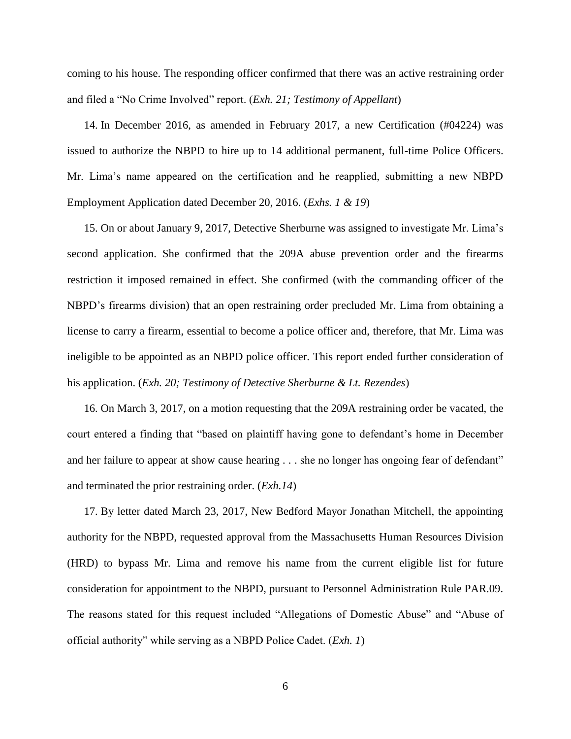coming to his house. The responding officer confirmed that there was an active restraining order and filed a "No Crime Involved" report. (*Exh. 21; Testimony of Appellant*)

14. In December 2016, as amended in February 2017, a new Certification (#04224) was issued to authorize the NBPD to hire up to 14 additional permanent, full-time Police Officers. Mr. Lima's name appeared on the certification and he reapplied, submitting a new NBPD Employment Application dated December 20, 2016. (*Exhs. 1 & 19*)

15. On or about January 9, 2017, Detective Sherburne was assigned to investigate Mr. Lima's second application. She confirmed that the 209A abuse prevention order and the firearms restriction it imposed remained in effect. She confirmed (with the commanding officer of the NBPD's firearms division) that an open restraining order precluded Mr. Lima from obtaining a license to carry a firearm, essential to become a police officer and, therefore, that Mr. Lima was ineligible to be appointed as an NBPD police officer. This report ended further consideration of his application. (*Exh. 20; Testimony of Detective Sherburne & Lt. Rezendes*)

16. On March 3, 2017, on a motion requesting that the 209A restraining order be vacated, the court entered a finding that "based on plaintiff having gone to defendant's home in December and her failure to appear at show cause hearing . . . she no longer has ongoing fear of defendant" and terminated the prior restraining order. (*Exh.14*)

17. By letter dated March 23, 2017, New Bedford Mayor Jonathan Mitchell, the appointing authority for the NBPD, requested approval from the Massachusetts Human Resources Division (HRD) to bypass Mr. Lima and remove his name from the current eligible list for future consideration for appointment to the NBPD, pursuant to Personnel Administration Rule PAR.09. The reasons stated for this request included "Allegations of Domestic Abuse" and "Abuse of official authority" while serving as a NBPD Police Cadet. (*Exh. 1*)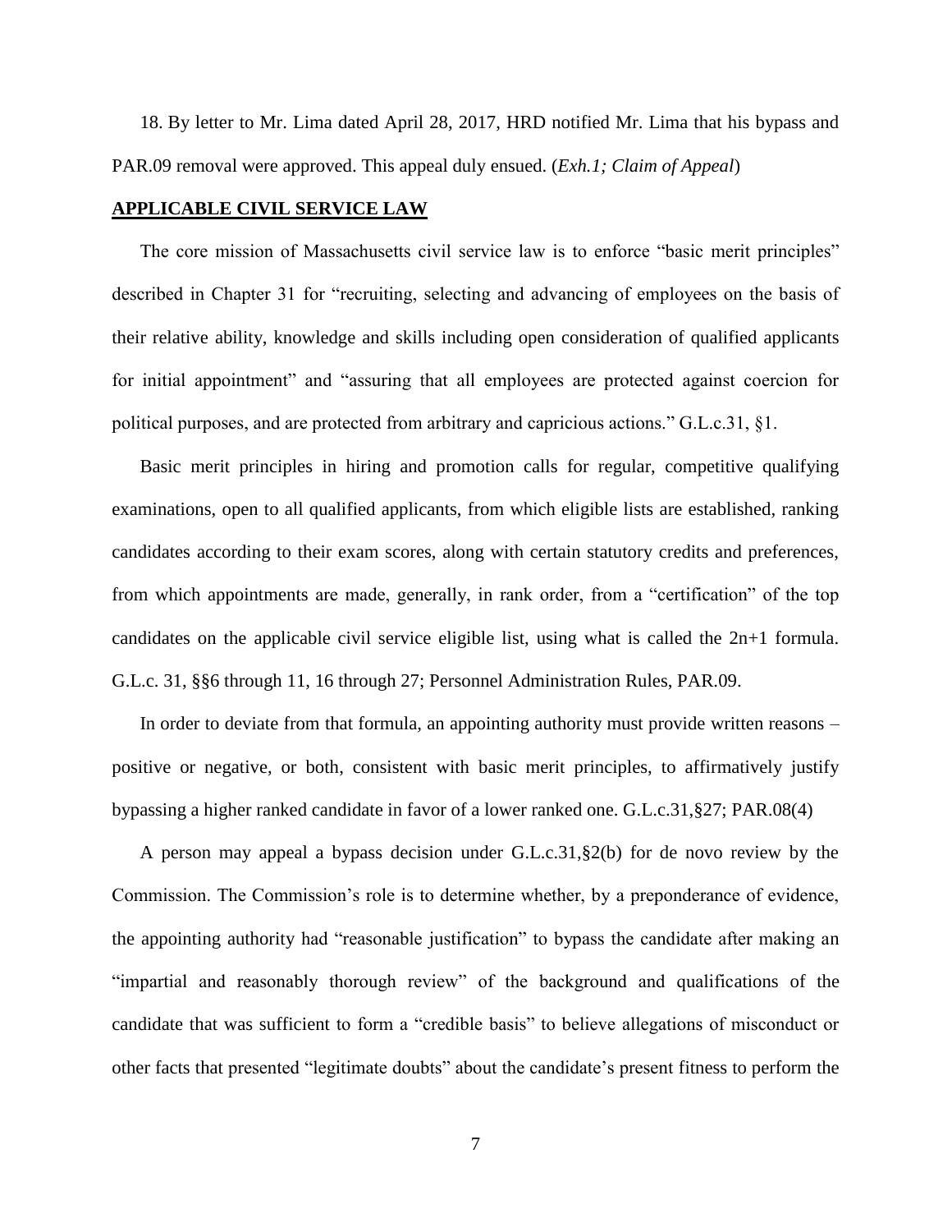18. By letter to Mr. Lima dated April 28, 2017, HRD notified Mr. Lima that his bypass and PAR.09 removal were approved. This appeal duly ensued. (*Exh.1; Claim of Appeal*)

## APPLICABLE CIVIL SERVICE LAW

The core mission of Massachusetts civil service law is to enforce "basic merit principles" described in Chapter 31 for "recruiting, selecting and advancing of employees on the basis of their relative ability, knowledge and skills including open consideration of qualified applicants for initial appointment" and "assuring that all employees are protected against coercion for political purposes, and are protected from arbitrary and capricious actions." G.L.c.31, §1.

Basic merit principles in hiring and promotion calls for regular, competitive qualifying examinations, open to all qualified applicants, from which eligible lists are established, ranking candidates according to their exam scores, along with certain statutory credits and preferences, from which appointments are made, generally, in rank order, from a "certification" of the top candidates on the applicable civil service eligible list, using what is called the 2n+1 formula. G.L.c. 31, §§6 through 11, 16 through 27; Personnel Administration Rules, PAR.09.

In order to deviate from that formula, an appointing authority must provide written reasons – positive or negative, or both, consistent with basic merit principles, to affirmatively justify bypassing a higher ranked candidate in favor of a lower ranked one. G.L.c.31,§27; PAR.08(4)

A person may appeal a bypass decision under G.L.c.31,§2(b) for de novo review by the Commission. The Commission's role is to determine whether, by a preponderance of evidence, the appointing authority had "reasonable justification" to bypass the candidate after making an "impartial and reasonably thorough review" of the background and qualifications of the candidate that was sufficient to form a "credible basis" to believe allegations of misconduct or other facts that presented "legitimate doubts" about the candidate's present fitness to perform the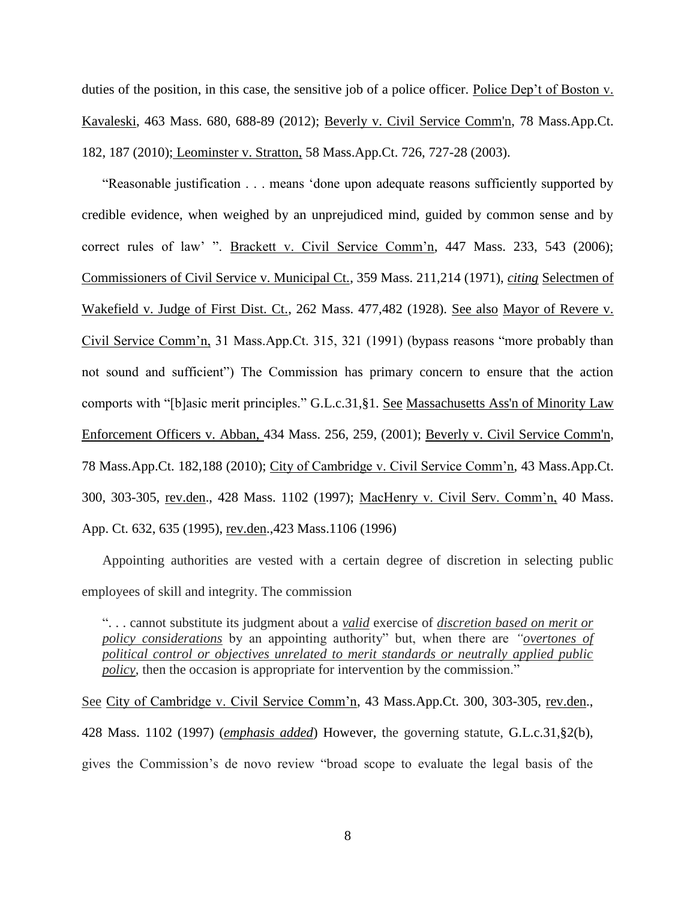duties of the position, in this case, the sensitive job of a police officer. Police Dep't of Boston v. Kavaleski, 463 Mass. 680, 688-89 (2012); Beverly v. Civil Service Comm'n, 78 Mass.App.Ct. 182, 187 (2010); Leominster v. Stratton, 58 Mass.App.Ct. 726, 727-28 (2003).

"Reasonable justification . . . means 'done upon adequate reasons sufficiently supported by credible evidence, when weighed by an unprejudiced mind, guided by common sense and by correct rules of law' ". Brackett v. Civil Service Comm'n, 447 Mass. 233, 543 (2006); Commissioners of Civil Service v. Municipal Ct., 359 Mass. 211,214 (1971), *citing* Selectmen of Wakefield v. Judge of First Dist. Ct., 262 Mass. 477,482 (1928). See also Mayor of Revere v. Civil Service Comm'n, 31 Mass.App.Ct. 315, 321 (1991) (bypass reasons "more probably than not sound and sufficient") The Commission has primary concern to ensure that the action comports with "[b]asic merit principles." G.L.c.31,§1. See Massachusetts Ass'n of Minority Law Enforcement Officers v. Abban, 434 Mass. 256, 259, (2001); Beverly v. Civil Service Comm'n, 78 Mass.App.Ct. 182,188 (2010); City of Cambridge v. Civil Service Comm'n, 43 Mass.App.Ct. 300, 303-305, rev.den., 428 Mass. 1102 (1997); MacHenry v. Civil Serv. Comm'n, 40 Mass. App. Ct. 632, 635 (1995), rev.den.,423 Mass.1106 (1996)

Appointing authorities are vested with a certain degree of discretion in selecting public employees of skill and integrity. The commission

> ". . . cannot substitute its judgment about a ***valid*** exercise of ***discretion based on merit or policy considerations*** by an appointing authority" but, when there are ***"overtones of political control or objectives unrelated to merit standards or neutrally applied public policy***, then the occasion is appropriate for intervention by the commission."

See City of Cambridge v. Civil Service Comm'n, 43 Mass.App.Ct. 300, 303-305, rev.den., 428 Mass. 1102 (1997) (***emphasis added***) However, the governing statute, G.L.c.31,§2(b), gives the Commission's de novo review "broad scope to evaluate the legal basis of the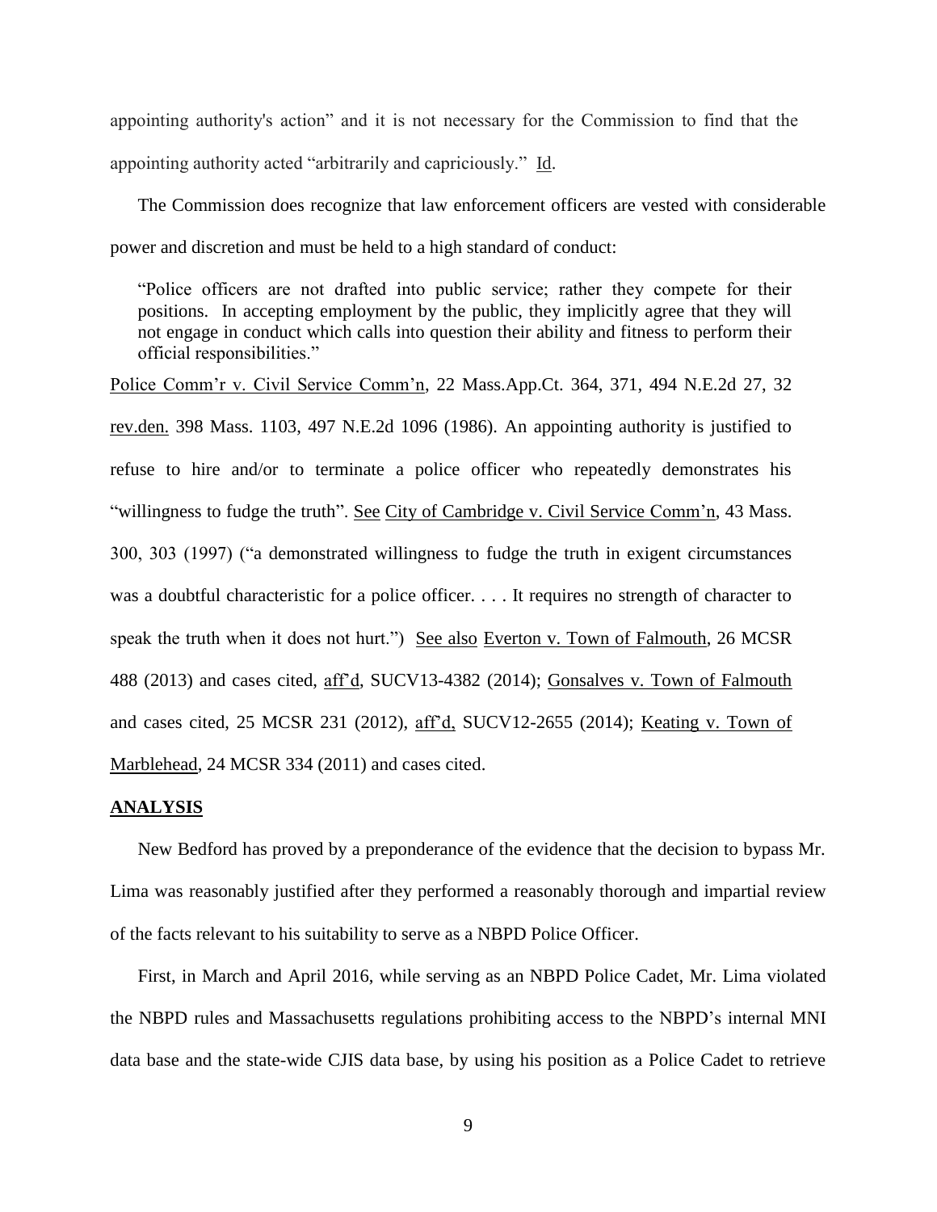appointing authority's action" and it is not necessary for the Commission to find that the appointing authority acted "arbitrarily and capriciously." Id.

The Commission does recognize that law enforcement officers are vested with considerable power and discretion and must be held to a high standard of conduct:

> "Police officers are not drafted into public service; rather they compete for their positions. In accepting employment by the public, they implicitly agree that they will not engage in conduct which calls into question their ability and fitness to perform their official responsibilities."

Police Comm'r v. Civil Service Comm'n, 22 Mass.App.Ct. 364, 371, 494 N.E.2d 27, 32 rev.den. 398 Mass. 1103, 497 N.E.2d 1096 (1986). An appointing authority is justified to refuse to hire and/or to terminate a police officer who repeatedly demonstrates his "willingness to fudge the truth". See City of Cambridge v. Civil Service Comm'n, 43 Mass. 300, 303 (1997) ("a demonstrated willingness to fudge the truth in exigent circumstances was a doubtful characteristic for a police officer. . . . It requires no strength of character to speak the truth when it does not hurt.") See also Everton v. Town of Falmouth, 26 MCSR 488 (2013) and cases cited, aff'd, SUCV13-4382 (2014); Gonsalves v. Town of Falmouth and cases cited, 25 MCSR 231 (2012), aff'd, SUCV12-2655 (2014); Keating v. Town of Marblehead, 24 MCSR 334 (2011) and cases cited.

## ANALYSIS

New Bedford has proved by a preponderance of the evidence that the decision to bypass Mr. Lima was reasonably justified after they performed a reasonably thorough and impartial review of the facts relevant to his suitability to serve as a NBPD Police Officer.

First, in March and April 2016, while serving as an NBPD Police Cadet, Mr. Lima violated the NBPD rules and Massachusetts regulations prohibiting access to the NBPD's internal MNI data base and the state-wide CJIS data base, by using his position as a Police Cadet to retrieve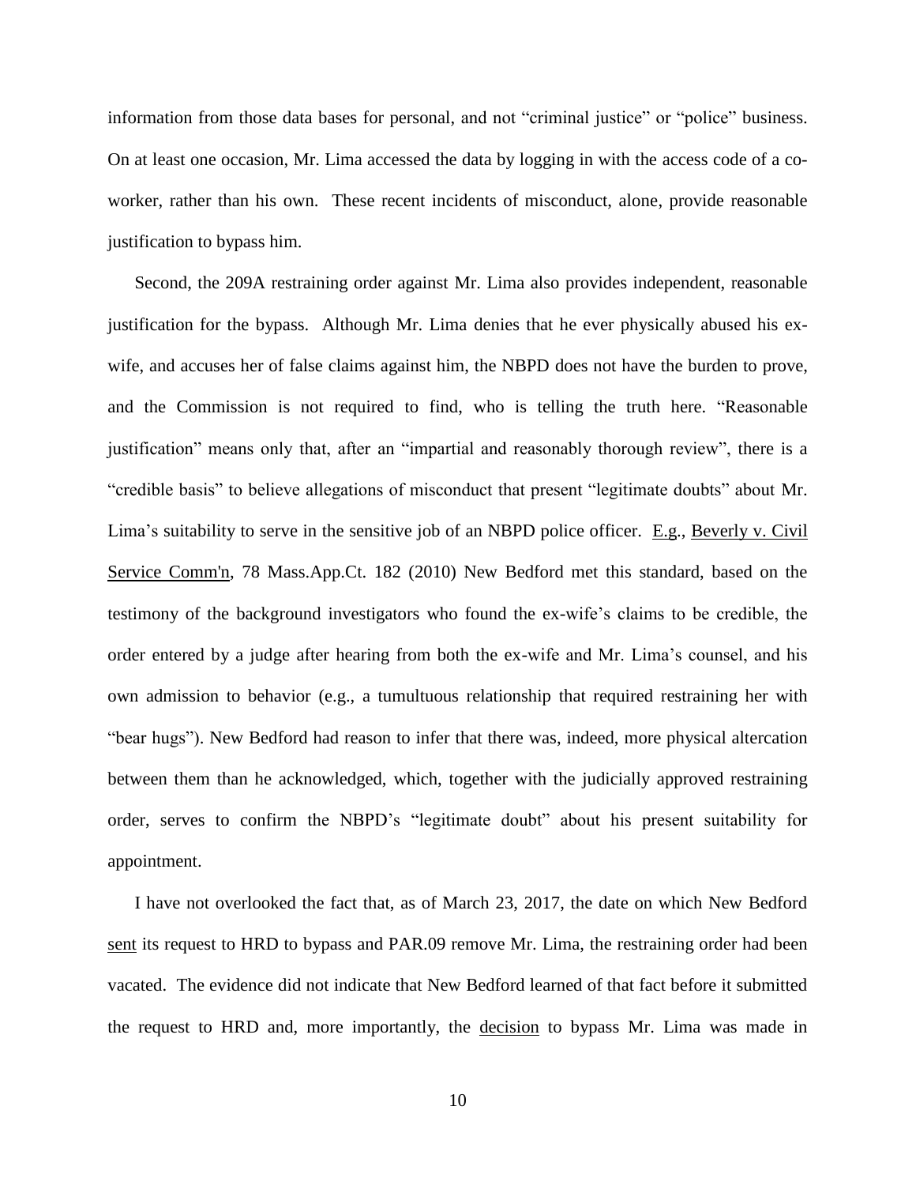information from those data bases for personal, and not "criminal justice" or "police" business. On at least one occasion, Mr. Lima accessed the data by logging in with the access code of a co-worker, rather than his own. These recent incidents of misconduct, alone, provide reasonable justification to bypass him.

Second, the 209A restraining order against Mr. Lima also provides independent, reasonable justification for the bypass. Although Mr. Lima denies that he ever physically abused his ex-wife, and accuses her of false claims against him, the NBPD does not have the burden to prove, and the Commission is not required to find, who is telling the truth here. "Reasonable justification" means only that, after an "impartial and reasonably thorough review", there is a "credible basis" to believe allegations of misconduct that present "legitimate doubts" about Mr. Lima's suitability to serve in the sensitive job of an NBPD police officer. E.g., Beverly v. Civil Service Comm'n, 78 Mass.App.Ct. 182 (2010) New Bedford met this standard, based on the testimony of the background investigators who found the ex-wife's claims to be credible, the order entered by a judge after hearing from both the ex-wife and Mr. Lima's counsel, and his own admission to behavior (e.g., a tumultuous relationship that required restraining her with "bear hugs"). New Bedford had reason to infer that there was, indeed, more physical altercation between them than he acknowledged, which, together with the judicially approved restraining order, serves to confirm the NBPD's "legitimate doubt" about his present suitability for appointment.

I have not overlooked the fact that, as of March 23, 2017, the date on which New Bedford sent its request to HRD to bypass and PAR.09 remove Mr. Lima, the restraining order had been vacated. The evidence did not indicate that New Bedford learned of that fact before it submitted the request to HRD and, more importantly, the decision to bypass Mr. Lima was made in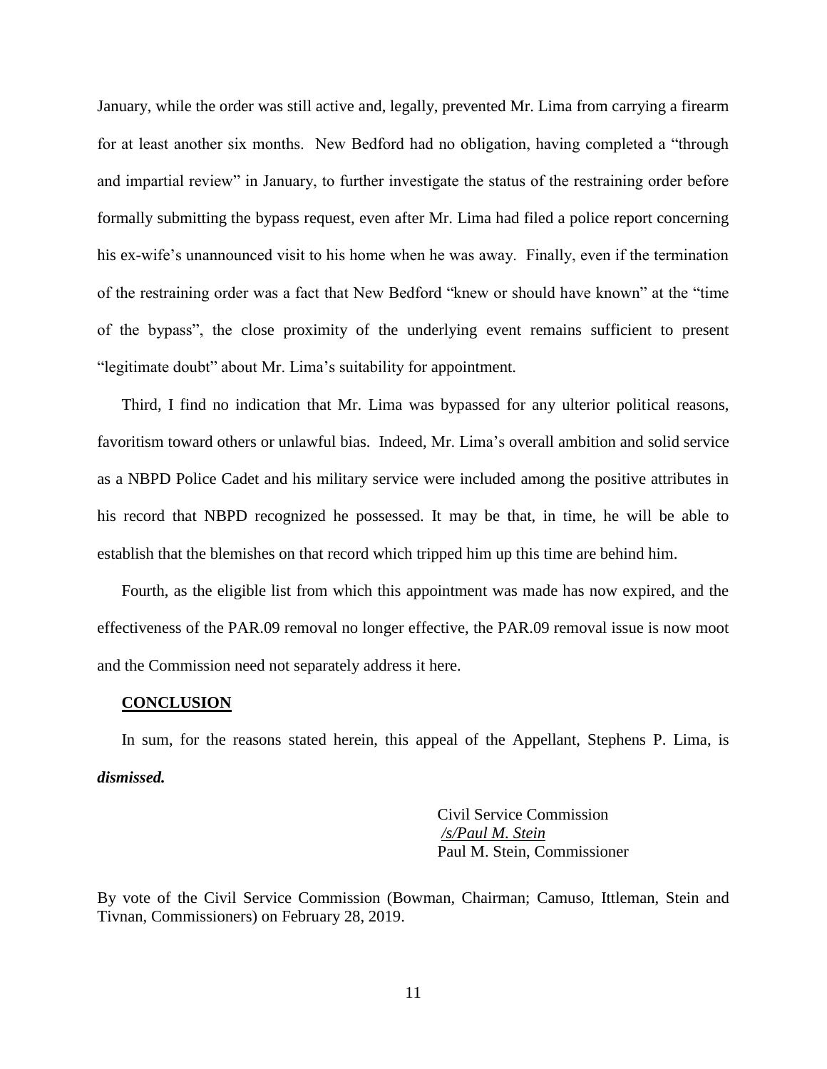January, while the order was still active and, legally, prevented Mr. Lima from carrying a firearm for at least another six months. New Bedford had no obligation, having completed a "through and impartial review" in January, to further investigate the status of the restraining order before formally submitting the bypass request, even after Mr. Lima had filed a police report concerning his ex-wife's unannounced visit to his home when he was away. Finally, even if the termination of the restraining order was a fact that New Bedford "knew or should have known" at the "time of the bypass", the close proximity of the underlying event remains sufficient to present "legitimate doubt" about Mr. Lima's suitability for appointment.

Third, I find no indication that Mr. Lima was bypassed for any ulterior political reasons, favoritism toward others or unlawful bias. Indeed, Mr. Lima's overall ambition and solid service as a NBPD Police Cadet and his military service were included among the positive attributes in his record that NBPD recognized he possessed. It may be that, in time, he will be able to establish that the blemishes on that record which tripped him up this time are behind him.

Fourth, as the eligible list from which this appointment was made has now expired, and the effectiveness of the PAR.09 removal no longer effective, the PAR.09 removal issue is now moot and the Commission need not separately address it here.

## CONCLUSION

In sum, for the reasons stated herein, this appeal of the Appellant, Stephens P. Lima, is ***dismissed.***

Civil Service Commission
*/s/Paul M. Stein*
Paul M. Stein, Commissioner

By vote of the Civil Service Commission (Bowman, Chairman; Camuso, Ittleman, Stein and Tivnan, Commissioners) on February 28, 2019.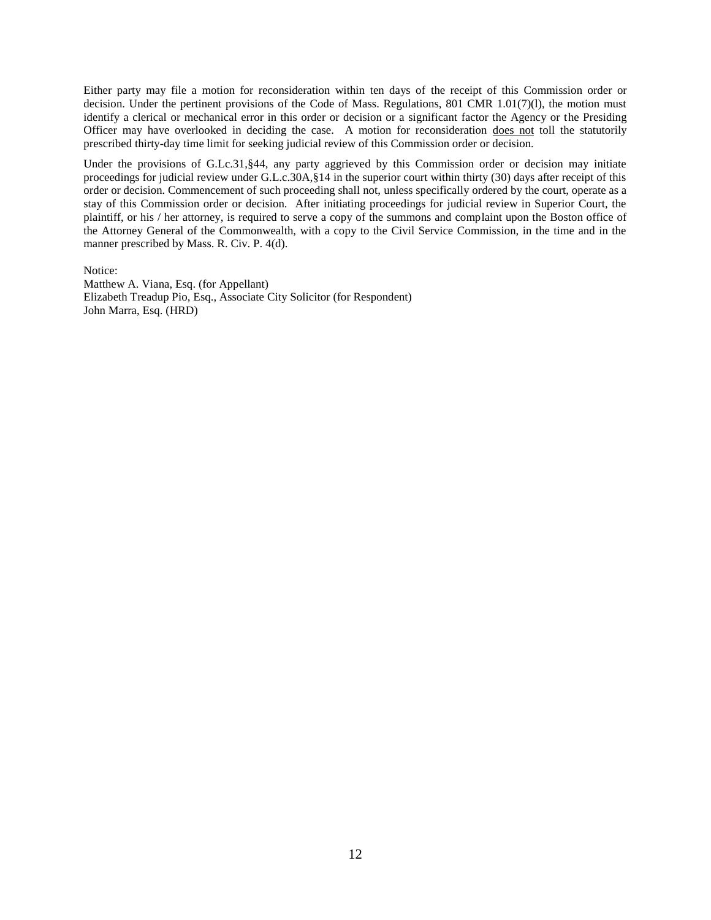Either party may file a motion for reconsideration within ten days of the receipt of this Commission order or decision. Under the pertinent provisions of the Code of Mass. Regulations, 801 CMR 1.01(7)(l), the motion must identify a clerical or mechanical error in this order or decision or a significant factor the Agency or the Presiding Officer may have overlooked in deciding the case. A motion for reconsideration does not toll the statutorily prescribed thirty-day time limit for seeking judicial review of this Commission order or decision.

Under the provisions of G.Lc.31,§44, any party aggrieved by this Commission order or decision may initiate proceedings for judicial review under G.L.c.30A,§14 in the superior court within thirty (30) days after receipt of this order or decision. Commencement of such proceeding shall not, unless specifically ordered by the court, operate as a stay of this Commission order or decision. After initiating proceedings for judicial review in Superior Court, the plaintiff, or his / her attorney, is required to serve a copy of the summons and complaint upon the Boston office of the Attorney General of the Commonwealth, with a copy to the Civil Service Commission, in the time and in the manner prescribed by Mass. R. Civ. P. 4(d).

Notice:
Matthew A. Viana, Esq. (for Appellant)
Elizabeth Treadup Pio, Esq., Associate City Solicitor (for Respondent)
John Marra, Esq. (HRD)